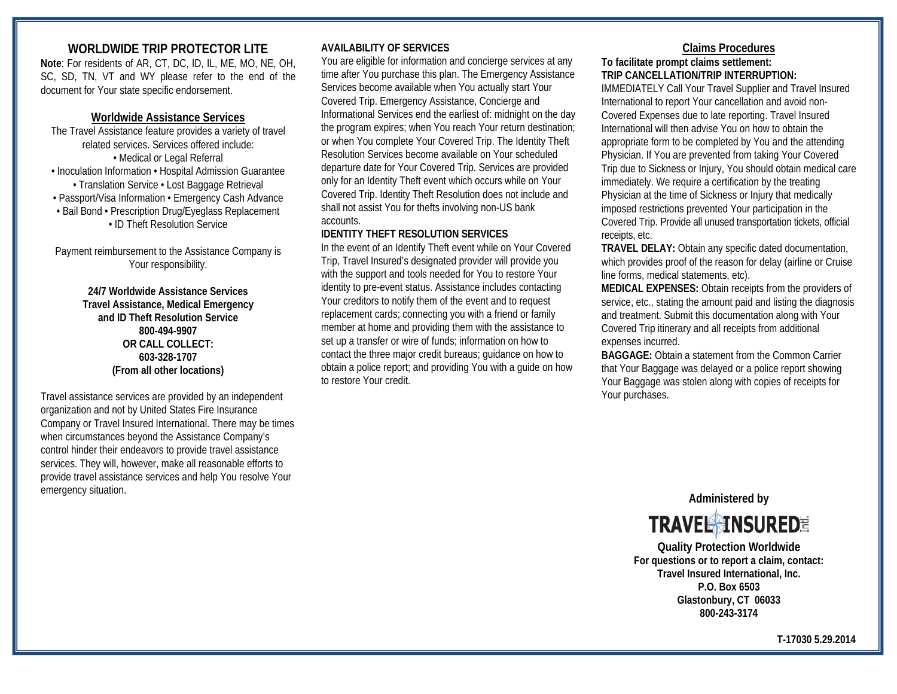# WORLDWIDE TRIP PROTECTOR LITE

**Note**: For residents of AR, CT, DC, ID, IL, ME, MO, NE, OH, SC, SD, TN, VT and WY please refer to the end of the document for Your state specific endorsement.

## Worldwide Assistance Services

The Travel Assistance feature provides a variety of travel related services. Services offered include:

• Medical or Legal Referral
• Inoculation Information • Hospital Admission Guarantee
• Translation Service • Lost Baggage Retrieval
• Passport/Visa Information • Emergency Cash Advance
• Bail Bond • Prescription Drug/Eyeglass Replacement
• ID Theft Resolution Service

Payment reimbursement to the Assistance Company is Your responsibility.

**24/7 Worldwide Assistance Services**
**Travel Assistance, Medical Emergency**
**and ID Theft Resolution Service**
**800-494-9907**
**OR CALL COLLECT:**
**603-328-1707**
**(From all other locations)**

Travel assistance services are provided by an independent organization and not by United States Fire Insurance Company or Travel Insured International. There may be times when circumstances beyond the Assistance Company's control hinder their endeavors to provide travel assistance services. They will, however, make all reasonable efforts to provide travel assistance services and help You resolve Your emergency situation.

**AVAILABILITY OF SERVICES**

You are eligible for information and concierge services at any time after You purchase this plan. The Emergency Assistance Services become available when You actually start Your Covered Trip. Emergency Assistance, Concierge and Informational Services end the earliest of: midnight on the day the program expires; when You reach Your return destination; or when You complete Your Covered Trip. The Identity Theft Resolution Services become available on Your scheduled departure date for Your Covered Trip. Services are provided only for an Identity Theft event which occurs while on Your Covered Trip. Identity Theft Resolution does not include and shall not assist You for thefts involving non-US bank accounts.

**IDENTITY THEFT RESOLUTION SERVICES**

In the event of an Identify Theft event while on Your Covered Trip, Travel Insured's designated provider will provide you with the support and tools needed for You to restore Your identity to pre-event status. Assistance includes contacting Your creditors to notify them of the event and to request replacement cards; connecting you with a friend or family member at home and providing them with the assistance to set up a transfer or wire of funds; information on how to contact the three major credit bureaus; guidance on how to obtain a police report; and providing You with a guide on how to restore Your credit.

## Claims Procedures

**To facilitate prompt claims settlement:**

**TRIP CANCELLATION/TRIP INTERRUPTION:**
IMMEDIATELY Call Your Travel Supplier and Travel Insured International to report Your cancellation and avoid non-Covered Expenses due to late reporting. Travel Insured International will then advise You on how to obtain the appropriate form to be completed by You and the attending Physician. If You are prevented from taking Your Covered Trip due to Sickness or Injury, You should obtain medical care immediately. We require a certification by the treating Physician at the time of Sickness or Injury that medically imposed restrictions prevented Your participation in the Covered Trip. Provide all unused transportation tickets, official receipts, etc.

**TRAVEL DELAY:** Obtain any specific dated documentation, which provides proof of the reason for delay (airline or Cruise line forms, medical statements, etc).

**MEDICAL EXPENSES:** Obtain receipts from the providers of service, etc., stating the amount paid and listing the diagnosis and treatment. Submit this documentation along with Your Covered Trip itinerary and all receipts from additional expenses incurred.

**BAGGAGE:** Obtain a statement from the Common Carrier that Your Baggage was delayed or a police report showing Your Baggage was stolen along with copies of receipts for Your purchases.

**Administered by**

**TRAVEL INSURED Intl.**

**Quality Protection Worldwide**
**For questions or to report a claim, contact:**
**Travel Insured International, Inc.**
**P.O. Box 6503**
**Glastonbury, CT 06033**
**800-243-3174**

**T-17030 5.29.2014**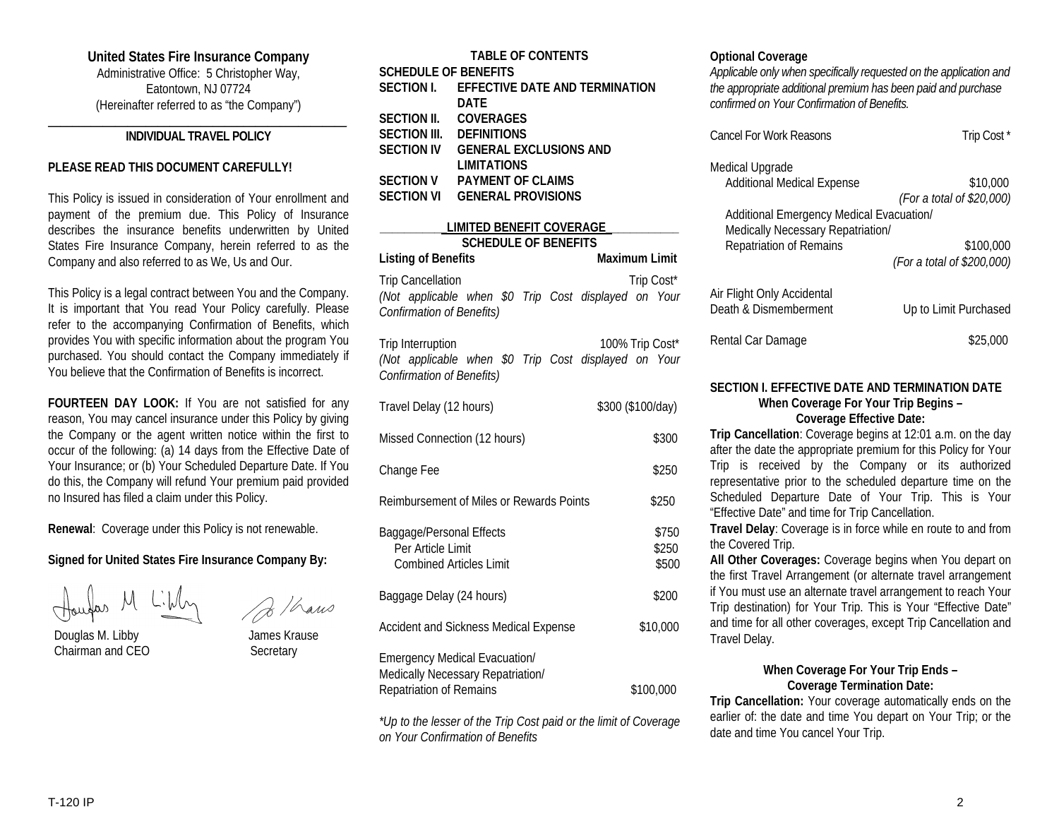**United States Fire Insurance Company**
Administrative Office: 5 Christopher Way,
Eatontown, NJ 07724
(Hereinafter referred to as "the Company")

## INDIVIDUAL TRAVEL POLICY

**PLEASE READ THIS DOCUMENT CAREFULLY!**

This Policy is issued in consideration of Your enrollment and payment of the premium due. This Policy of Insurance describes the insurance benefits underwritten by United States Fire Insurance Company, herein referred to as the Company and also referred to as We, Us and Our.

This Policy is a legal contract between You and the Company. It is important that You read Your Policy carefully. Please refer to the accompanying Confirmation of Benefits, which provides You with specific information about the program You purchased. You should contact the Company immediately if You believe that the Confirmation of Benefits is incorrect.

**FOURTEEN DAY LOOK:** If You are not satisfied for any reason, You may cancel insurance under this Policy by giving the Company or the agent written notice within the first to occur of the following: (a) 14 days from the Effective Date of Your Insurance; or (b) Your Scheduled Departure Date. If You do this, the Company will refund Your premium paid provided no Insured has filed a claim under this Policy.

**Renewal**: Coverage under this Policy is not renewable.

**Signed for United States Fire Insurance Company By:**

Douglas M. Libby
Chairman and CEO

James Krause
Secretary

## TABLE OF CONTENTS

**SCHEDULE OF BENEFITS**
**SECTION I. EFFECTIVE DATE AND TERMINATION DATE**
**SECTION II. COVERAGES**
**SECTION III. DEFINITIONS**
**SECTION IV GENERAL EXCLUSIONS AND LIMITATIONS**
**SECTION V PAYMENT OF CLAIMS**
**SECTION VI GENERAL PROVISIONS**

## LIMITED BENEFIT COVERAGE
## SCHEDULE OF BENEFITS

| Listing of Benefits | Maximum Limit |
|---|---|
| Trip Cancellation<br>*(Not applicable when $0 Trip Cost displayed on Your Confirmation of Benefits)* | Trip Cost* |
| Trip Interruption<br>*(Not applicable when $0 Trip Cost displayed on Your Confirmation of Benefits)* | 100% Trip Cost* |
| Travel Delay (12 hours) | $300 ($100/day) |
| Missed Connection (12 hours) | $300 |
| Change Fee | $250 |
| Reimbursement of Miles or Rewards Points | $250 |
| Baggage/Personal Effects | $750 |
| Per Article Limit | $250 |
| Combined Articles Limit | $500 |
| Baggage Delay (24 hours) | $200 |
| Accident and Sickness Medical Expense | $10,000 |
| Emergency Medical Evacuation/ Medically Necessary Repatriation/ Repatriation of Remains | $100,000 |

*\*Up to the lesser of the Trip Cost paid or the limit of Coverage on Your Confirmation of Benefits*

**Optional Coverage**
*Applicable only when specifically requested on the application and the appropriate additional premium has been paid and purchase confirmed on Your Confirmation of Benefits.*

| | |
|---|---|
| Cancel For Work Reasons | Trip Cost * |
| Medical Upgrade | |
| Additional Medical Expense | $10,000<br>*(For a total of $20,000)* |
| Additional Emergency Medical Evacuation/ Medically Necessary Repatriation/ Repatriation of Remains | $100,000<br>*(For a total of $200,000)* |
| Air Flight Only Accidental Death & Dismemberment | Up to Limit Purchased |
| Rental Car Damage | $25,000 |

## SECTION I. EFFECTIVE DATE AND TERMINATION DATE

### When Coverage For Your Trip Begins – Coverage Effective Date:

**Trip Cancellation**: Coverage begins at 12:01 a.m. on the day after the date the appropriate premium for this Policy for Your Trip is received by the Company or its authorized representative prior to the scheduled departure time on the Scheduled Departure Date of Your Trip. This is Your "Effective Date" and time for Trip Cancellation.

**Travel Delay**: Coverage is in force while en route to and from the Covered Trip.

**All Other Coverages:** Coverage begins when You depart on the first Travel Arrangement (or alternate travel arrangement if You must use an alternate travel arrangement to reach Your Trip destination) for Your Trip. This is Your "Effective Date" and time for all other coverages, except Trip Cancellation and Travel Delay.

### When Coverage For Your Trip Ends – Coverage Termination Date:

**Trip Cancellation:** Your coverage automatically ends on the earlier of: the date and time You depart on Your Trip; or the date and time You cancel Your Trip.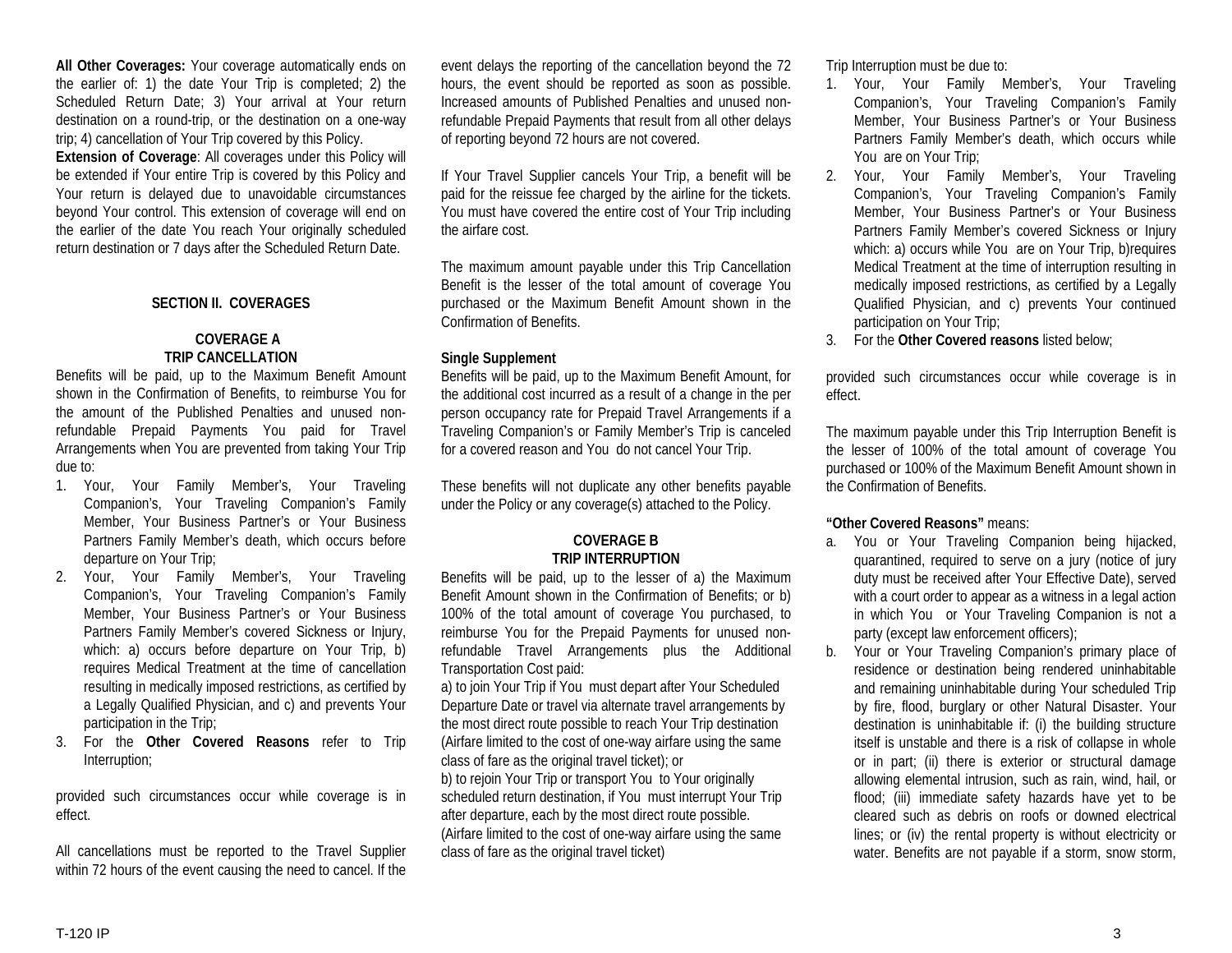**All Other Coverages:** Your coverage automatically ends on the earlier of: 1) the date Your Trip is completed; 2) the Scheduled Return Date; 3) Your arrival at Your return destination on a round-trip, or the destination on a one-way trip; 4) cancellation of Your Trip covered by this Policy.

**Extension of Coverage**: All coverages under this Policy will be extended if Your entire Trip is covered by this Policy and Your return is delayed due to unavoidable circumstances beyond Your control. This extension of coverage will end on the earlier of the date You reach Your originally scheduled return destination or 7 days after the Scheduled Return Date.

## SECTION II. COVERAGES

### COVERAGE A
### TRIP CANCELLATION

Benefits will be paid, up to the Maximum Benefit Amount shown in the Confirmation of Benefits, to reimburse You for the amount of the Published Penalties and unused non-refundable Prepaid Payments You paid for Travel Arrangements when You are prevented from taking Your Trip due to:

1. Your, Your Family Member's, Your Traveling Companion's, Your Traveling Companion's Family Member, Your Business Partner's or Your Business Partners Family Member's death, which occurs before departure on Your Trip;
2. Your, Your Family Member's, Your Traveling Companion's, Your Traveling Companion's Family Member, Your Business Partner's or Your Business Partners Family Member's covered Sickness or Injury, which: a) occurs before departure on Your Trip, b) requires Medical Treatment at the time of cancellation resulting in medically imposed restrictions, as certified by a Legally Qualified Physician, and c) and prevents Your participation in the Trip;
3. For the **Other Covered Reasons** refer to Trip Interruption;

provided such circumstances occur while coverage is in effect.

All cancellations must be reported to the Travel Supplier within 72 hours of the event causing the need to cancel. If the event delays the reporting of the cancellation beyond the 72 hours, the event should be reported as soon as possible. Increased amounts of Published Penalties and unused non-refundable Prepaid Payments that result from all other delays of reporting beyond 72 hours are not covered.

If Your Travel Supplier cancels Your Trip, a benefit will be paid for the reissue fee charged by the airline for the tickets. You must have covered the entire cost of Your Trip including the airfare cost.

The maximum amount payable under this Trip Cancellation Benefit is the lesser of the total amount of coverage You purchased or the Maximum Benefit Amount shown in the Confirmation of Benefits.

**Single Supplement**

Benefits will be paid, up to the Maximum Benefit Amount, for the additional cost incurred as a result of a change in the per person occupancy rate for Prepaid Travel Arrangements if a Traveling Companion's or Family Member's Trip is canceled for a covered reason and You do not cancel Your Trip.

These benefits will not duplicate any other benefits payable under the Policy or any coverage(s) attached to the Policy.

### COVERAGE B
### TRIP INTERRUPTION

Benefits will be paid, up to the lesser of a) the Maximum Benefit Amount shown in the Confirmation of Benefits; or b) 100% of the total amount of coverage You purchased, to reimburse You for the Prepaid Payments for unused non-refundable Travel Arrangements plus the Additional Transportation Cost paid:

a) to join Your Trip if You must depart after Your Scheduled Departure Date or travel via alternate travel arrangements by the most direct route possible to reach Your Trip destination (Airfare limited to the cost of one-way airfare using the same class of fare as the original travel ticket); or

b) to rejoin Your Trip or transport You to Your originally scheduled return destination, if You must interrupt Your Trip after departure, each by the most direct route possible. (Airfare limited to the cost of one-way airfare using the same class of fare as the original travel ticket)

Trip Interruption must be due to:

1. Your, Your Family Member's, Your Traveling Companion's, Your Traveling Companion's Family Member, Your Business Partner's or Your Business Partners Family Member's death, which occurs while You are on Your Trip;
2. Your, Your Family Member's, Your Traveling Companion's, Your Traveling Companion's Family Member, Your Business Partner's or Your Business Partners Family Member's covered Sickness or Injury which: a) occurs while You are on Your Trip, b)requires Medical Treatment at the time of interruption resulting in medically imposed restrictions, as certified by a Legally Qualified Physician, and c) prevents Your continued participation on Your Trip;
3. For the **Other Covered reasons** listed below;

provided such circumstances occur while coverage is in effect.

The maximum payable under this Trip Interruption Benefit is the lesser of 100% of the total amount of coverage You purchased or 100% of the Maximum Benefit Amount shown in the Confirmation of Benefits.

**"Other Covered Reasons"** means:

a. You or Your Traveling Companion being hijacked, quarantined, required to serve on a jury (notice of jury duty must be received after Your Effective Date), served with a court order to appear as a witness in a legal action in which You or Your Traveling Companion is not a party (except law enforcement officers);
b. Your or Your Traveling Companion's primary place of residence or destination being rendered uninhabitable and remaining uninhabitable during Your scheduled Trip by fire, flood, burglary or other Natural Disaster. Your destination is uninhabitable if: (i) the building structure itself is unstable and there is a risk of collapse in whole or in part; (ii) there is exterior or structural damage allowing elemental intrusion, such as rain, wind, hail, or flood; (iii) immediate safety hazards have yet to be cleared such as debris on roofs or downed electrical lines; or (iv) the rental property is without electricity or water. Benefits are not payable if a storm, snow storm,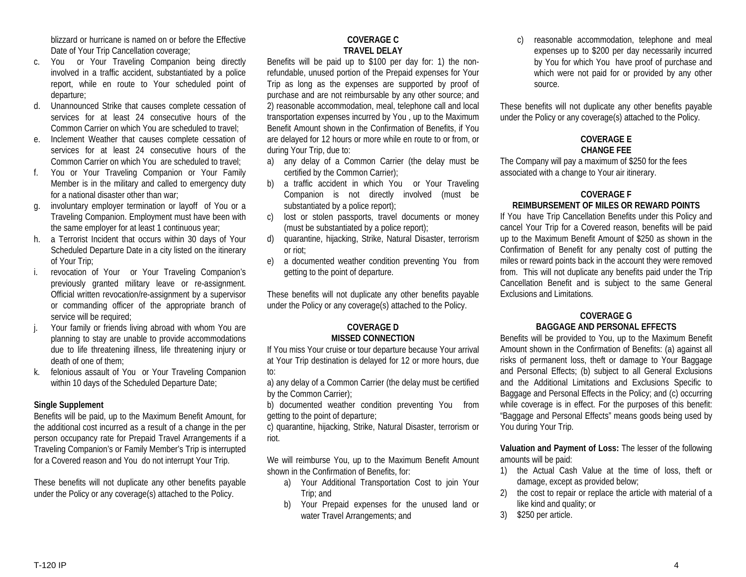blizzard or hurricane is named on or before the Effective Date of Your Trip Cancellation coverage;

c. You or Your Traveling Companion being directly involved in a traffic accident, substantiated by a police report, while en route to Your scheduled point of departure;
d. Unannounced Strike that causes complete cessation of services for at least 24 consecutive hours of the Common Carrier on which You are scheduled to travel;
e. Inclement Weather that causes complete cessation of services for at least 24 consecutive hours of the Common Carrier on which You are scheduled to travel;
f. You or Your Traveling Companion or Your Family Member is in the military and called to emergency duty for a national disaster other than war;
g. involuntary employer termination or layoff of You or a Traveling Companion. Employment must have been with the same employer for at least 1 continuous year;
h. a Terrorist Incident that occurs within 30 days of Your Scheduled Departure Date in a city listed on the itinerary of Your Trip;
i. revocation of Your or Your Traveling Companion's previously granted military leave or re-assignment. Official written revocation/re-assignment by a supervisor or commanding officer of the appropriate branch of service will be required;
j. Your family or friends living abroad with whom You are planning to stay are unable to provide accommodations due to life threatening illness, life threatening injury or death of one of them;
k. felonious assault of You or Your Traveling Companion within 10 days of the Scheduled Departure Date;

**Single Supplement**

Benefits will be paid, up to the Maximum Benefit Amount, for the additional cost incurred as a result of a change in the per person occupancy rate for Prepaid Travel Arrangements if a Traveling Companion's or Family Member's Trip is interrupted for a Covered reason and You do not interrupt Your Trip.

These benefits will not duplicate any other benefits payable under the Policy or any coverage(s) attached to the Policy.

## COVERAGE C
## TRAVEL DELAY

Benefits will be paid up to $100 per day for: 1) the non-refundable, unused portion of the Prepaid expenses for Your Trip as long as the expenses are supported by proof of purchase and are not reimbursable by any other source; and 2) reasonable accommodation, meal, telephone call and local transportation expenses incurred by You , up to the Maximum Benefit Amount shown in the Confirmation of Benefits, if You are delayed for 12 hours or more while en route to or from, or during Your Trip, due to:

a) any delay of a Common Carrier (the delay must be certified by the Common Carrier);
b) a traffic accident in which You or Your Traveling Companion is not directly involved (must be substantiated by a police report);
c) lost or stolen passports, travel documents or money (must be substantiated by a police report);
d) quarantine, hijacking, Strike, Natural Disaster, terrorism or riot;
e) a documented weather condition preventing You from getting to the point of departure.

These benefits will not duplicate any other benefits payable under the Policy or any coverage(s) attached to the Policy.

## COVERAGE D
## MISSED CONNECTION

If You miss Your cruise or tour departure because Your arrival at Your Trip destination is delayed for 12 or more hours, due to:

a) any delay of a Common Carrier (the delay must be certified by the Common Carrier);

b) documented weather condition preventing You from getting to the point of departure;

c) quarantine, hijacking, Strike, Natural Disaster, terrorism or riot.

We will reimburse You, up to the Maximum Benefit Amount shown in the Confirmation of Benefits, for:

a) Your Additional Transportation Cost to join Your Trip; and
b) Your Prepaid expenses for the unused land or water Travel Arrangements; and
c) reasonable accommodation, telephone and meal expenses up to $200 per day necessarily incurred by You for which You have proof of purchase and which were not paid for or provided by any other source.

These benefits will not duplicate any other benefits payable under the Policy or any coverage(s) attached to the Policy.

## COVERAGE E
## CHANGE FEE

The Company will pay a maximum of $250 for the fees associated with a change to Your air itinerary.

## COVERAGE F
## REIMBURSEMENT OF MILES OR REWARD POINTS

If You have Trip Cancellation Benefits under this Policy and cancel Your Trip for a Covered reason, benefits will be paid up to the Maximum Benefit Amount of $250 as shown in the Confirmation of Benefit for any penalty cost of putting the miles or reward points back in the account they were removed from. This will not duplicate any benefits paid under the Trip Cancellation Benefit and is subject to the same General Exclusions and Limitations.

## COVERAGE G
## BAGGAGE AND PERSONAL EFFECTS

Benefits will be provided to You, up to the Maximum Benefit Amount shown in the Confirmation of Benefits: (a) against all risks of permanent loss, theft or damage to Your Baggage and Personal Effects; (b) subject to all General Exclusions and the Additional Limitations and Exclusions Specific to Baggage and Personal Effects in the Policy; and (c) occurring while coverage is in effect. For the purposes of this benefit: "Baggage and Personal Effects" means goods being used by You during Your Trip.

**Valuation and Payment of Loss:** The lesser of the following amounts will be paid:

1) the Actual Cash Value at the time of loss, theft or damage, except as provided below;
2) the cost to repair or replace the article with material of a like kind and quality; or
3) $250 per article.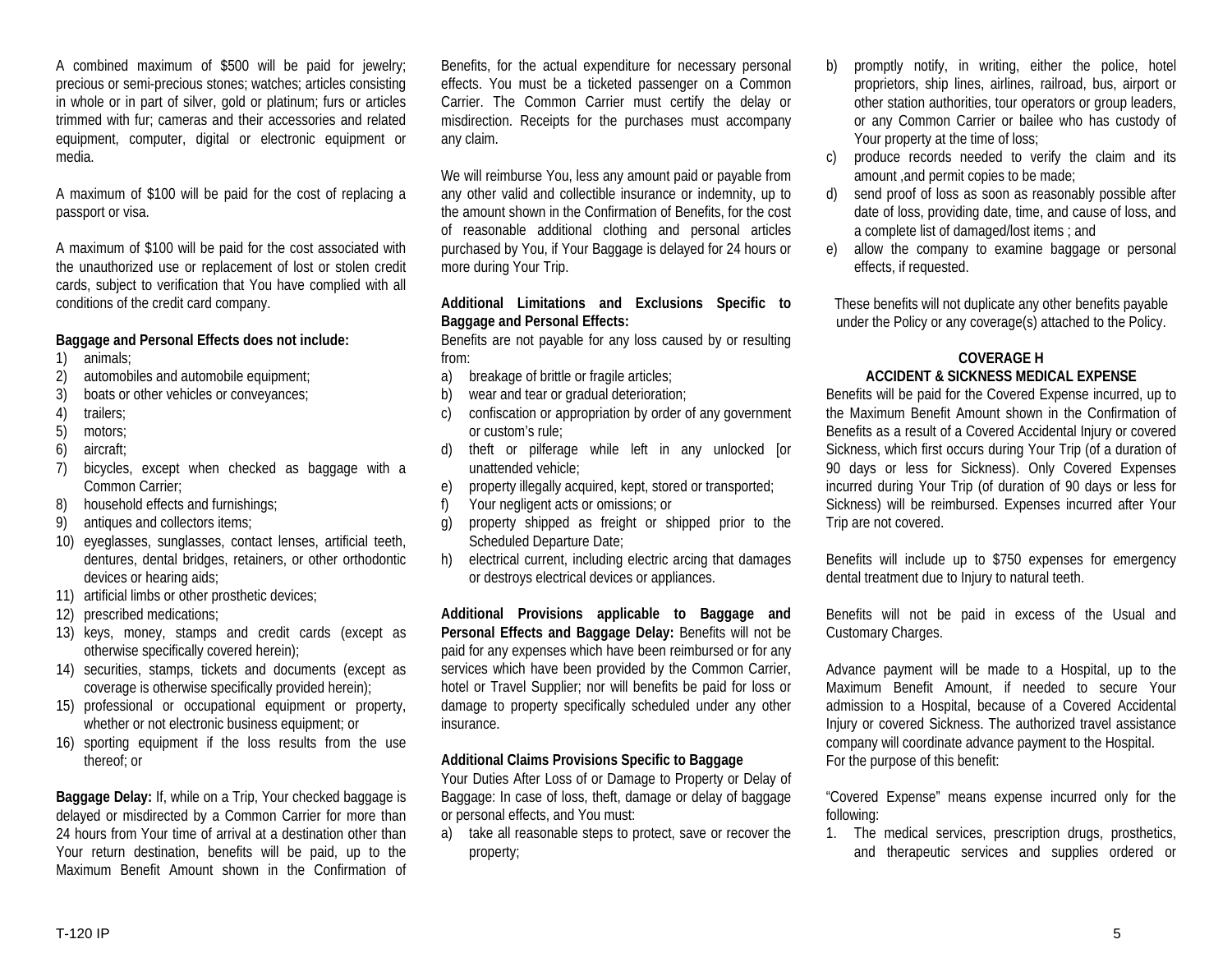A combined maximum of $500 will be paid for jewelry; precious or semi-precious stones; watches; articles consisting in whole or in part of silver, gold or platinum; furs or articles trimmed with fur; cameras and their accessories and related equipment, computer, digital or electronic equipment or media.

A maximum of $100 will be paid for the cost of replacing a passport or visa.

A maximum of $100 will be paid for the cost associated with the unauthorized use or replacement of lost or stolen credit cards, subject to verification that You have complied with all conditions of the credit card company.

**Baggage and Personal Effects does not include:**

1) animals;
2) automobiles and automobile equipment;
3) boats or other vehicles or conveyances;
4) trailers;
5) motors;
6) aircraft;
7) bicycles, except when checked as baggage with a Common Carrier;
8) household effects and furnishings;
9) antiques and collectors items;
10) eyeglasses, sunglasses, contact lenses, artificial teeth, dentures, dental bridges, retainers, or other orthodontic devices or hearing aids;
11) artificial limbs or other prosthetic devices;
12) prescribed medications;
13) keys, money, stamps and credit cards (except as otherwise specifically covered herein);
14) securities, stamps, tickets and documents (except as coverage is otherwise specifically provided herein);
15) professional or occupational equipment or property, whether or not electronic business equipment; or
16) sporting equipment if the loss results from the use thereof; or

**Baggage Delay:** If, while on a Trip, Your checked baggage is delayed or misdirected by a Common Carrier for more than 24 hours from Your time of arrival at a destination other than Your return destination, benefits will be paid, up to the Maximum Benefit Amount shown in the Confirmation of Benefits, for the actual expenditure for necessary personal effects. You must be a ticketed passenger on a Common Carrier. The Common Carrier must certify the delay or misdirection. Receipts for the purchases must accompany any claim.

We will reimburse You, less any amount paid or payable from any other valid and collectible insurance or indemnity, up to the amount shown in the Confirmation of Benefits, for the cost of reasonable additional clothing and personal articles purchased by You, if Your Baggage is delayed for 24 hours or more during Your Trip.

**Additional Limitations and Exclusions Specific to Baggage and Personal Effects:**

Benefits are not payable for any loss caused by or resulting from:

a) breakage of brittle or fragile articles;
b) wear and tear or gradual deterioration;
c) confiscation or appropriation by order of any government or custom's rule;
d) theft or pilferage while left in any unlocked [or unattended vehicle;
e) property illegally acquired, kept, stored or transported;
f) Your negligent acts or omissions; or
g) property shipped as freight or shipped prior to the Scheduled Departure Date;
h) electrical current, including electric arcing that damages or destroys electrical devices or appliances.

**Additional Provisions applicable to Baggage and Personal Effects and Baggage Delay:** Benefits will not be paid for any expenses which have been reimbursed or for any services which have been provided by the Common Carrier, hotel or Travel Supplier; nor will benefits be paid for loss or damage to property specifically scheduled under any other insurance.

**Additional Claims Provisions Specific to Baggage**

Your Duties After Loss of or Damage to Property or Delay of Baggage: In case of loss, theft, damage or delay of baggage or personal effects, and You must:

a) take all reasonable steps to protect, save or recover the property;
b) promptly notify, in writing, either the police, hotel proprietors, ship lines, airlines, railroad, bus, airport or other station authorities, tour operators or group leaders, or any Common Carrier or bailee who has custody of Your property at the time of loss;
c) produce records needed to verify the claim and its amount ,and permit copies to be made;
d) send proof of loss as soon as reasonably possible after date of loss, providing date, time, and cause of loss, and a complete list of damaged/lost items ; and
e) allow the company to examine baggage or personal effects, if requested.

These benefits will not duplicate any other benefits payable under the Policy or any coverage(s) attached to the Policy.

## COVERAGE H
## ACCIDENT & SICKNESS MEDICAL EXPENSE

Benefits will be paid for the Covered Expense incurred, up to the Maximum Benefit Amount shown in the Confirmation of Benefits as a result of a Covered Accidental Injury or covered Sickness, which first occurs during Your Trip (of a duration of 90 days or less for Sickness). Only Covered Expenses incurred during Your Trip (of duration of 90 days or less for Sickness) will be reimbursed. Expenses incurred after Your Trip are not covered.

Benefits will include up to $750 expenses for emergency dental treatment due to Injury to natural teeth.

Benefits will not be paid in excess of the Usual and Customary Charges.

Advance payment will be made to a Hospital, up to the Maximum Benefit Amount, if needed to secure Your admission to a Hospital, because of a Covered Accidental Injury or covered Sickness. The authorized travel assistance company will coordinate advance payment to the Hospital.
For the purpose of this benefit:

"Covered Expense" means expense incurred only for the following:

1. The medical services, prescription drugs, prosthetics, and therapeutic services and supplies ordered or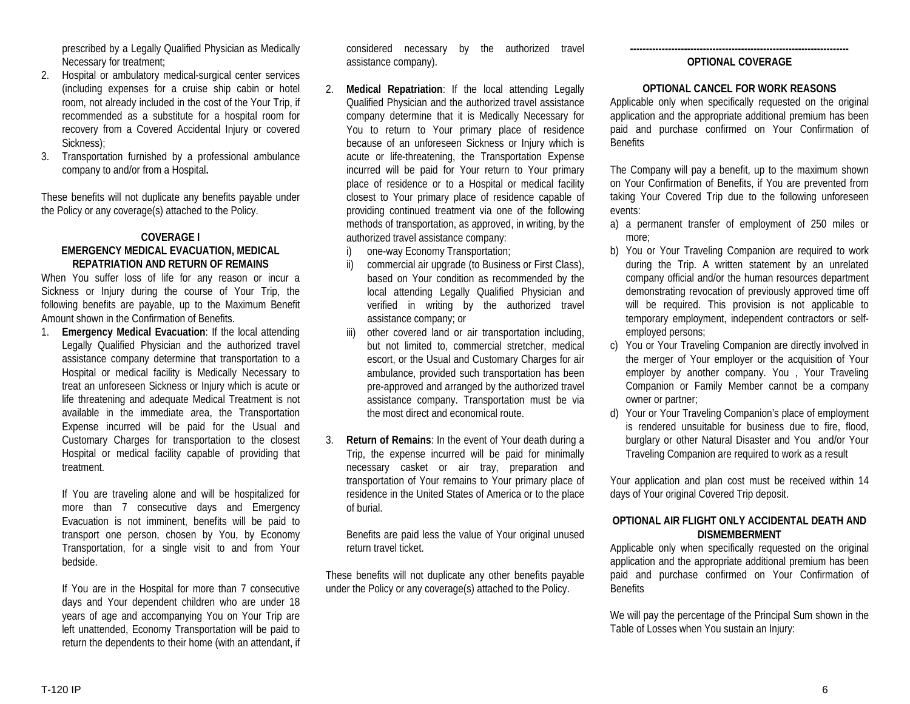prescribed by a Legally Qualified Physician as Medically Necessary for treatment;

2. Hospital or ambulatory medical-surgical center services (including expenses for a cruise ship cabin or hotel room, not already included in the cost of the Your Trip, if recommended as a substitute for a hospital room for recovery from a Covered Accidental Injury or covered Sickness);
3. Transportation furnished by a professional ambulance company to and/or from a Hospital**.**

These benefits will not duplicate any benefits payable under the Policy or any coverage(s) attached to the Policy.

## COVERAGE I
## EMERGENCY MEDICAL EVACUATION, MEDICAL REPATRIATION AND RETURN OF REMAINS

When You suffer loss of life for any reason or incur a Sickness or Injury during the course of Your Trip, the following benefits are payable, up to the Maximum Benefit Amount shown in the Confirmation of Benefits.

1. **Emergency Medical Evacuation**: If the local attending Legally Qualified Physician and the authorized travel assistance company determine that transportation to a Hospital or medical facility is Medically Necessary to treat an unforeseen Sickness or Injury which is acute or life threatening and adequate Medical Treatment is not available in the immediate area, the Transportation Expense incurred will be paid for the Usual and Customary Charges for transportation to the closest Hospital or medical facility capable of providing that treatment.

   If You are traveling alone and will be hospitalized for more than 7 consecutive days and Emergency Evacuation is not imminent, benefits will be paid to transport one person, chosen by You, by Economy Transportation, for a single visit to and from Your bedside.

   If You are in the Hospital for more than 7 consecutive days and Your dependent children who are under 18 years of age and accompanying You on Your Trip are left unattended, Economy Transportation will be paid to return the dependents to their home (with an attendant, if considered necessary by the authorized travel assistance company).

2. **Medical Repatriation**: If the local attending Legally Qualified Physician and the authorized travel assistance company determine that it is Medically Necessary for You to return to Your primary place of residence because of an unforeseen Sickness or Injury which is acute or life-threatening, the Transportation Expense incurred will be paid for Your return to Your primary place of residence or to a Hospital or medical facility closest to Your primary place of residence capable of providing continued treatment via one of the following methods of transportation, as approved, in writing, by the authorized travel assistance company:
   i) one-way Economy Transportation;
   ii) commercial air upgrade (to Business or First Class), based on Your condition as recommended by the local attending Legally Qualified Physician and verified in writing by the authorized travel assistance company; or
   iii) other covered land or air transportation including, but not limited to, commercial stretcher, medical escort, or the Usual and Customary Charges for air ambulance, provided such transportation has been pre-approved and arranged by the authorized travel assistance company. Transportation must be via the most direct and economical route.

3. **Return of Remains**: In the event of Your death during a Trip, the expense incurred will be paid for minimally necessary casket or air tray, preparation and transportation of Your remains to Your primary place of residence in the United States of America or to the place of burial.

   Benefits are paid less the value of Your original unused return travel ticket.

These benefits will not duplicate any other benefits payable under the Policy or any coverage(s) attached to the Policy.

---

## OPTIONAL COVERAGE

### OPTIONAL CANCEL FOR WORK REASONS

Applicable only when specifically requested on the original application and the appropriate additional premium has been paid and purchase confirmed on Your Confirmation of Benefits

The Company will pay a benefit, up to the maximum shown on Your Confirmation of Benefits, if You are prevented from taking Your Covered Trip due to the following unforeseen events:

a) a permanent transfer of employment of 250 miles or more;
b) You or Your Traveling Companion are required to work during the Trip. A written statement by an unrelated company official and/or the human resources department demonstrating revocation of previously approved time off will be required. This provision is not applicable to temporary employment, independent contractors or self-employed persons;
c) You or Your Traveling Companion are directly involved in the merger of Your employer or the acquisition of Your employer by another company. You , Your Traveling Companion or Family Member cannot be a company owner or partner;
d) Your or Your Traveling Companion's place of employment is rendered unsuitable for business due to fire, flood, burglary or other Natural Disaster and You and/or Your Traveling Companion are required to work as a result

Your application and plan cost must be received within 14 days of Your original Covered Trip deposit.

### OPTIONAL AIR FLIGHT ONLY ACCIDENTAL DEATH AND DISMEMBERMENT

Applicable only when specifically requested on the original application and the appropriate additional premium has been paid and purchase confirmed on Your Confirmation of Benefits

We will pay the percentage of the Principal Sum shown in the Table of Losses when You sustain an Injury: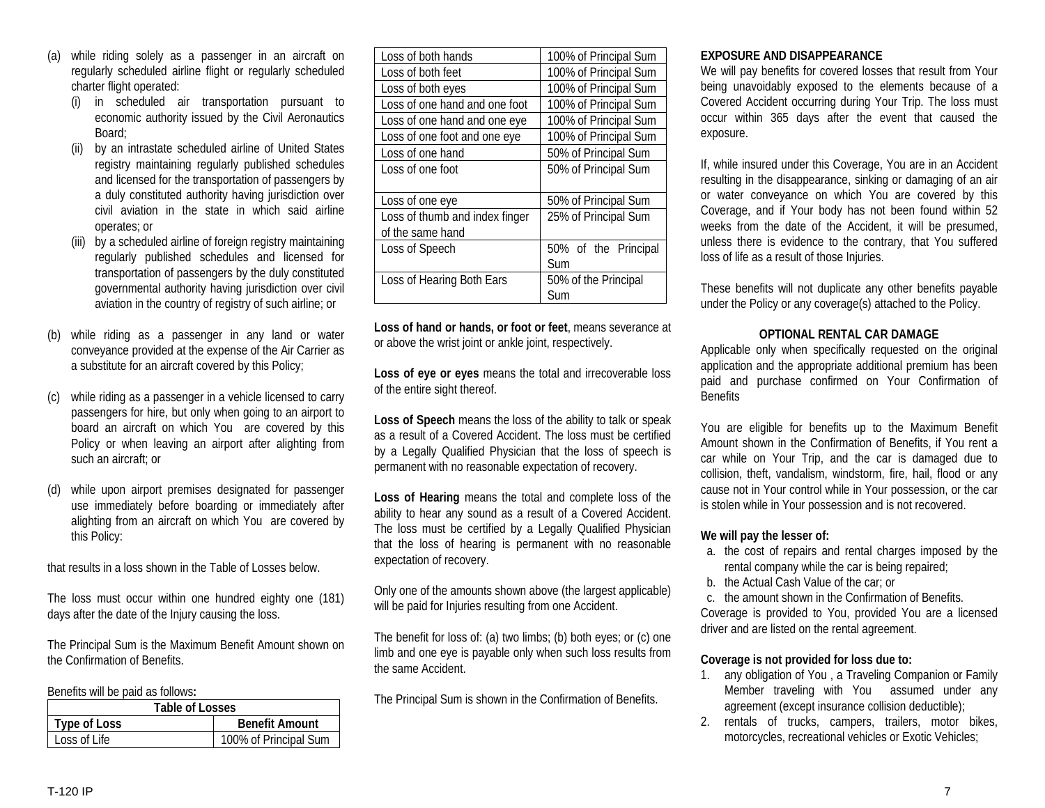(a) while riding solely as a passenger in an aircraft on regularly scheduled airline flight or regularly scheduled charter flight operated:
   - (i) in scheduled air transportation pursuant to economic authority issued by the Civil Aeronautics Board;
   - (ii) by an intrastate scheduled airline of United States registry maintaining regularly published schedules and licensed for the transportation of passengers by a duly constituted authority having jurisdiction over civil aviation in the state in which said airline operates; or
   - (iii) by a scheduled airline of foreign registry maintaining regularly published schedules and licensed for transportation of passengers by the duly constituted governmental authority having jurisdiction over civil aviation in the country of registry of such airline; or

(b) while riding as a passenger in any land or water conveyance provided at the expense of the Air Carrier as a substitute for an aircraft covered by this Policy;

(c) while riding as a passenger in a vehicle licensed to carry passengers for hire, but only when going to an airport to board an aircraft on which You are covered by this Policy or when leaving an airport after alighting from such an aircraft; or

(d) while upon airport premises designated for passenger use immediately before boarding or immediately after alighting from an aircraft on which You are covered by this Policy:

that results in a loss shown in the Table of Losses below.

The loss must occur within one hundred eighty one (181) days after the date of the Injury causing the loss.

The Principal Sum is the Maximum Benefit Amount shown on the Confirmation of Benefits.

Benefits will be paid as follows**:**

| **Table of Losses** | |
|---|---|
| **Type of Loss** | **Benefit Amount** |
| Loss of Life | 100% of Principal Sum |
| Loss of both hands | 100% of Principal Sum |
| Loss of both feet | 100% of Principal Sum |
| Loss of both eyes | 100% of Principal Sum |
| Loss of one hand and one foot | 100% of Principal Sum |
| Loss of one hand and one eye | 100% of Principal Sum |
| Loss of one foot and one eye | 100% of Principal Sum |
| Loss of one hand | 50% of Principal Sum |
| Loss of one foot | 50% of Principal Sum |
| Loss of one eye | 50% of Principal Sum |
| Loss of thumb and index finger of the same hand | 25% of Principal Sum |
| Loss of Speech | 50% of the Principal Sum |
| Loss of Hearing Both Ears | 50% of the Principal Sum |

**Loss of hand or hands, or foot or feet**, means severance at or above the wrist joint or ankle joint, respectively.

**Loss of eye or eyes** means the total and irrecoverable loss of the entire sight thereof.

**Loss of Speech** means the loss of the ability to talk or speak as a result of a Covered Accident. The loss must be certified by a Legally Qualified Physician that the loss of speech is permanent with no reasonable expectation of recovery.

**Loss of Hearing** means the total and complete loss of the ability to hear any sound as a result of a Covered Accident. The loss must be certified by a Legally Qualified Physician that the loss of hearing is permanent with no reasonable expectation of recovery.

Only one of the amounts shown above (the largest applicable) will be paid for Injuries resulting from one Accident.

The benefit for loss of: (a) two limbs; (b) both eyes; or (c) one limb and one eye is payable only when such loss results from the same Accident.

The Principal Sum is shown in the Confirmation of Benefits.

**EXPOSURE AND DISAPPEARANCE**

We will pay benefits for covered losses that result from Your being unavoidably exposed to the elements because of a Covered Accident occurring during Your Trip. The loss must occur within 365 days after the event that caused the exposure.

If, while insured under this Coverage, You are in an Accident resulting in the disappearance, sinking or damaging of an air or water conveyance on which You are covered by this Coverage, and if Your body has not been found within 52 weeks from the date of the Accident, it will be presumed, unless there is evidence to the contrary, that You suffered loss of life as a result of those Injuries.

These benefits will not duplicate any other benefits payable under the Policy or any coverage(s) attached to the Policy.

**OPTIONAL RENTAL CAR DAMAGE**

Applicable only when specifically requested on the original application and the appropriate additional premium has been paid and purchase confirmed on Your Confirmation of Benefits

You are eligible for benefits up to the Maximum Benefit Amount shown in the Confirmation of Benefits, if You rent a car while on Your Trip, and the car is damaged due to collision, theft, vandalism, windstorm, fire, hail, flood or any cause not in Your control while in Your possession, or the car is stolen while in Your possession and is not recovered.

**We will pay the lesser of:**

a. the cost of repairs and rental charges imposed by the rental company while the car is being repaired;
b. the Actual Cash Value of the car; or
c. the amount shown in the Confirmation of Benefits.

Coverage is provided to You, provided You are a licensed driver and are listed on the rental agreement.

**Coverage is not provided for loss due to:**

1. any obligation of You , a Traveling Companion or Family Member traveling with You assumed under any agreement (except insurance collision deductible);
2. rentals of trucks, campers, trailers, motor bikes, motorcycles, recreational vehicles or Exotic Vehicles;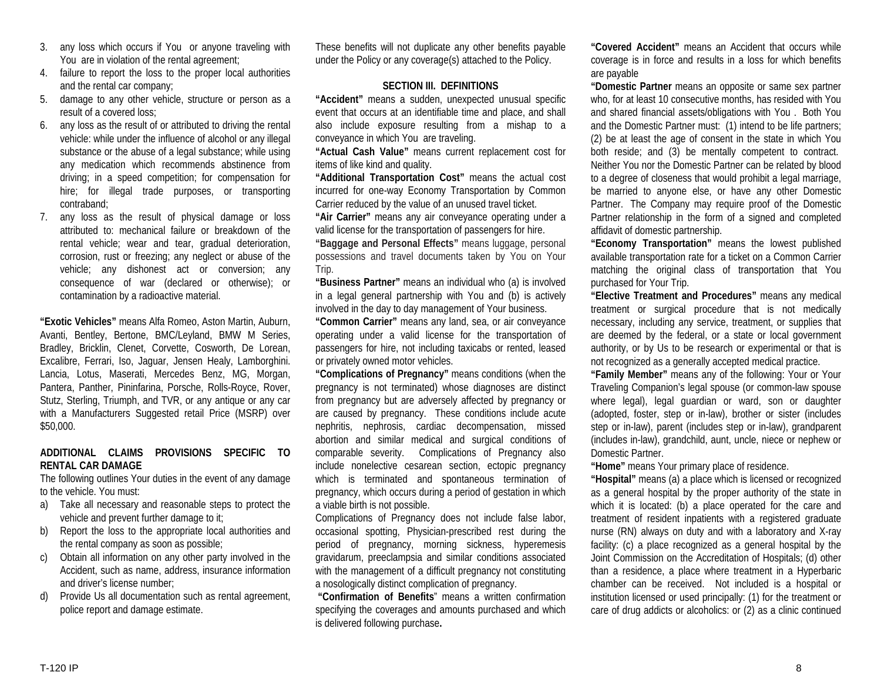3. any loss which occurs if You or anyone traveling with You are in violation of the rental agreement;
4. failure to report the loss to the proper local authorities and the rental car company;
5. damage to any other vehicle, structure or person as a result of a covered loss;
6. any loss as the result of or attributed to driving the rental vehicle: while under the influence of alcohol or any illegal substance or the abuse of a legal substance; while using any medication which recommends abstinence from driving; in a speed competition; for compensation for hire; for illegal trade purposes, or transporting contraband;
7. any loss as the result of physical damage or loss attributed to: mechanical failure or breakdown of the rental vehicle; wear and tear, gradual deterioration, corrosion, rust or freezing; any neglect or abuse of the vehicle; any dishonest act or conversion; any consequence of war (declared or otherwise); or contamination by a radioactive material.

**"Exotic Vehicles"** means Alfa Romeo, Aston Martin, Auburn, Avanti, Bentley, Bertone, BMC/Leyland, BMW M Series, Bradley, Bricklin, Clenet, Corvette, Cosworth, De Lorean, Excalibre, Ferrari, Iso, Jaguar, Jensen Healy, Lamborghini. Lancia, Lotus, Maserati, Mercedes Benz, MG, Morgan, Pantera, Panther, Pininfarina, Porsche, Rolls-Royce, Rover, Stutz, Sterling, Triumph, and TVR, or any antique or any car with a Manufacturers Suggested retail Price (MSRP) over $50,000.

**ADDITIONAL CLAIMS PROVISIONS SPECIFIC TO RENTAL CAR DAMAGE**

The following outlines Your duties in the event of any damage to the vehicle. You must:

a) Take all necessary and reasonable steps to protect the vehicle and prevent further damage to it;
b) Report the loss to the appropriate local authorities and the rental company as soon as possible;
c) Obtain all information on any other party involved in the Accident, such as name, address, insurance information and driver's license number;
d) Provide Us all documentation such as rental agreement, police report and damage estimate.

These benefits will not duplicate any other benefits payable under the Policy or any coverage(s) attached to the Policy.

## SECTION III. DEFINITIONS

**"Accident"** means a sudden, unexpected unusual specific event that occurs at an identifiable time and place, and shall also include exposure resulting from a mishap to a conveyance in which You are traveling.

**"Actual Cash Value"** means current replacement cost for items of like kind and quality.

**"Additional Transportation Cost"** means the actual cost incurred for one-way Economy Transportation by Common Carrier reduced by the value of an unused travel ticket.

**"Air Carrier"** means any air conveyance operating under a valid license for the transportation of passengers for hire.

**"Baggage and Personal Effects"** means luggage, personal possessions and travel documents taken by You on Your Trip.

**"Business Partner"** means an individual who (a) is involved in a legal general partnership with You and (b) is actively involved in the day to day management of Your business.

**"Common Carrier"** means any land, sea, or air conveyance operating under a valid license for the transportation of passengers for hire, not including taxicabs or rented, leased or privately owned motor vehicles.

**"Complications of Pregnancy"** means conditions (when the pregnancy is not terminated) whose diagnoses are distinct from pregnancy but are adversely affected by pregnancy or are caused by pregnancy. These conditions include acute nephritis, nephrosis, cardiac decompensation, missed abortion and similar medical and surgical conditions of comparable severity. Complications of Pregnancy also include nonelective cesarean section, ectopic pregnancy which is terminated and spontaneous termination of pregnancy, which occurs during a period of gestation in which a viable birth is not possible.

Complications of Pregnancy does not include false labor, occasional spotting, Physician-prescribed rest during the period of pregnancy, morning sickness, hyperemesis gravidarum, preeclampsia and similar conditions associated with the management of a difficult pregnancy not constituting a nosologically distinct complication of pregnancy.

**"Confirmation of Benefits"** means a written confirmation specifying the coverages and amounts purchased and which is delivered following purchase.

**"Covered Accident"** means an Accident that occurs while coverage is in force and results in a loss for which benefits are payable

**"Domestic Partner** means an opposite or same sex partner who, for at least 10 consecutive months, has resided with You and shared financial assets/obligations with You . Both You and the Domestic Partner must: (1) intend to be life partners; (2) be at least the age of consent in the state in which You both reside; and (3) be mentally competent to contract. Neither You nor the Domestic Partner can be related by blood to a degree of closeness that would prohibit a legal marriage, be married to anyone else, or have any other Domestic Partner. The Company may require proof of the Domestic Partner relationship in the form of a signed and completed affidavit of domestic partnership.

**"Economy Transportation"** means the lowest published available transportation rate for a ticket on a Common Carrier matching the original class of transportation that You purchased for Your Trip.

**"Elective Treatment and Procedures"** means any medical treatment or surgical procedure that is not medically necessary, including any service, treatment, or supplies that are deemed by the federal, or a state or local government authority, or by Us to be research or experimental or that is not recognized as a generally accepted medical practice.

**"Family Member"** means any of the following: Your or Your Traveling Companion's legal spouse (or common-law spouse where legal), legal guardian or ward, son or daughter (adopted, foster, step or in-law), brother or sister (includes step or in-law), parent (includes step or in-law), grandparent (includes in-law), grandchild, aunt, uncle, niece or nephew or Domestic Partner.

**"Home"** means Your primary place of residence.

**"Hospital"** means (a) a place which is licensed or recognized as a general hospital by the proper authority of the state in which it is located: (b) a place operated for the care and treatment of resident inpatients with a registered graduate nurse (RN) always on duty and with a laboratory and X-ray facility: (c) a place recognized as a general hospital by the Joint Commission on the Accreditation of Hospitals; (d) other than a residence, a place where treatment in a Hyperbaric chamber can be received. Not included is a hospital or institution licensed or used principally: (1) for the treatment or care of drug addicts or alcoholics: or (2) as a clinic continued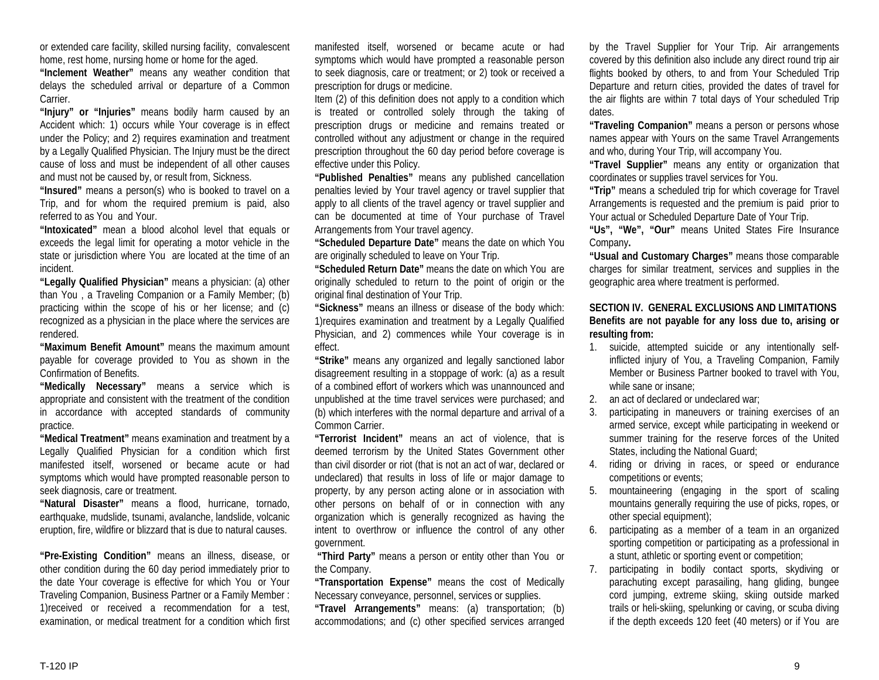or extended care facility, skilled nursing facility, convalescent home, rest home, nursing home or home for the aged.

**"Inclement Weather"** means any weather condition that delays the scheduled arrival or departure of a Common Carrier.

**"Injury" or "Injuries"** means bodily harm caused by an Accident which: 1) occurs while Your coverage is in effect under the Policy; and 2) requires examination and treatment by a Legally Qualified Physician. The Injury must be the direct cause of loss and must be independent of all other causes and must not be caused by, or result from, Sickness.

**"Insured"** means a person(s) who is booked to travel on a Trip, and for whom the required premium is paid, also referred to as You and Your.

**"Intoxicated"** mean a blood alcohol level that equals or exceeds the legal limit for operating a motor vehicle in the state or jurisdiction where You are located at the time of an incident.

**"Legally Qualified Physician"** means a physician: (a) other than You , a Traveling Companion or a Family Member; (b) practicing within the scope of his or her license; and (c) recognized as a physician in the place where the services are rendered.

**"Maximum Benefit Amount"** means the maximum amount payable for coverage provided to You as shown in the Confirmation of Benefits.

**"Medically Necessary"** means a service which is appropriate and consistent with the treatment of the condition in accordance with accepted standards of community practice.

**"Medical Treatment"** means examination and treatment by a Legally Qualified Physician for a condition which first manifested itself, worsened or became acute or had symptoms which would have prompted reasonable person to seek diagnosis, care or treatment.

**"Natural Disaster"** means a flood, hurricane, tornado, earthquake, mudslide, tsunami, avalanche, landslide, volcanic eruption, fire, wildfire or blizzard that is due to natural causes.

**"Pre-Existing Condition"** means an illness, disease, or other condition during the 60 day period immediately prior to the date Your coverage is effective for which You or Your Traveling Companion, Business Partner or a Family Member : 1)received or received a recommendation for a test, examination, or medical treatment for a condition which first manifested itself, worsened or became acute or had symptoms which would have prompted a reasonable person to seek diagnosis, care or treatment; or 2) took or received a prescription for drugs or medicine.

Item (2) of this definition does not apply to a condition which is treated or controlled solely through the taking of prescription drugs or medicine and remains treated or controlled without any adjustment or change in the required prescription throughout the 60 day period before coverage is effective under this Policy.

**"Published Penalties"** means any published cancellation penalties levied by Your travel agency or travel supplier that apply to all clients of the travel agency or travel supplier and can be documented at time of Your purchase of Travel Arrangements from Your travel agency.

**"Scheduled Departure Date"** means the date on which You are originally scheduled to leave on Your Trip.

**"Scheduled Return Date"** means the date on which You are originally scheduled to return to the point of origin or the original final destination of Your Trip.

**"Sickness"** means an illness or disease of the body which: 1)requires examination and treatment by a Legally Qualified Physician, and 2) commences while Your coverage is in effect.

**"Strike"** means any organized and legally sanctioned labor disagreement resulting in a stoppage of work: (a) as a result of a combined effort of workers which was unannounced and unpublished at the time travel services were purchased; and (b) which interferes with the normal departure and arrival of a Common Carrier.

**"Terrorist Incident"** means an act of violence, that is deemed terrorism by the United States Government other than civil disorder or riot (that is not an act of war, declared or undeclared) that results in loss of life or major damage to property, by any person acting alone or in association with other persons on behalf of or in connection with any organization which is generally recognized as having the intent to overthrow or influence the control of any other government.

**"Third Party"** means a person or entity other than You or the Company.

**"Transportation Expense"** means the cost of Medically Necessary conveyance, personnel, services or supplies.

**"Travel Arrangements"** means: (a) transportation; (b) accommodations; and (c) other specified services arranged by the Travel Supplier for Your Trip. Air arrangements covered by this definition also include any direct round trip air flights booked by others, to and from Your Scheduled Trip Departure and return cities, provided the dates of travel for the air flights are within 7 total days of Your scheduled Trip dates.

**"Traveling Companion"** means a person or persons whose names appear with Yours on the same Travel Arrangements and who, during Your Trip, will accompany You.

**"Travel Supplier"** means any entity or organization that coordinates or supplies travel services for You.

**"Trip"** means a scheduled trip for which coverage for Travel Arrangements is requested and the premium is paid prior to Your actual or Scheduled Departure Date of Your Trip.

**"Us", "We", "Our"** means United States Fire Insurance Company**.**

**"Usual and Customary Charges"** means those comparable charges for similar treatment, services and supplies in the geographic area where treatment is performed.

## SECTION IV. GENERAL EXCLUSIONS AND LIMITATIONS

**Benefits are not payable for any loss due to, arising or resulting from:**

1. suicide, attempted suicide or any intentionally self-inflicted injury of You, a Traveling Companion, Family Member or Business Partner booked to travel with You, while sane or insane;
2. an act of declared or undeclared war;
3. participating in maneuvers or training exercises of an armed service, except while participating in weekend or summer training for the reserve forces of the United States, including the National Guard;
4. riding or driving in races, or speed or endurance competitions or events;
5. mountaineering (engaging in the sport of scaling mountains generally requiring the use of picks, ropes, or other special equipment);
6. participating as a member of a team in an organized sporting competition or participating as a professional in a stunt, athletic or sporting event or competition;
7. participating in bodily contact sports, skydiving or parachuting except parasailing, hang gliding, bungee cord jumping, extreme skiing, skiing outside marked trails or heli-skiing, spelunking or caving, or scuba diving if the depth exceeds 120 feet (40 meters) or if You are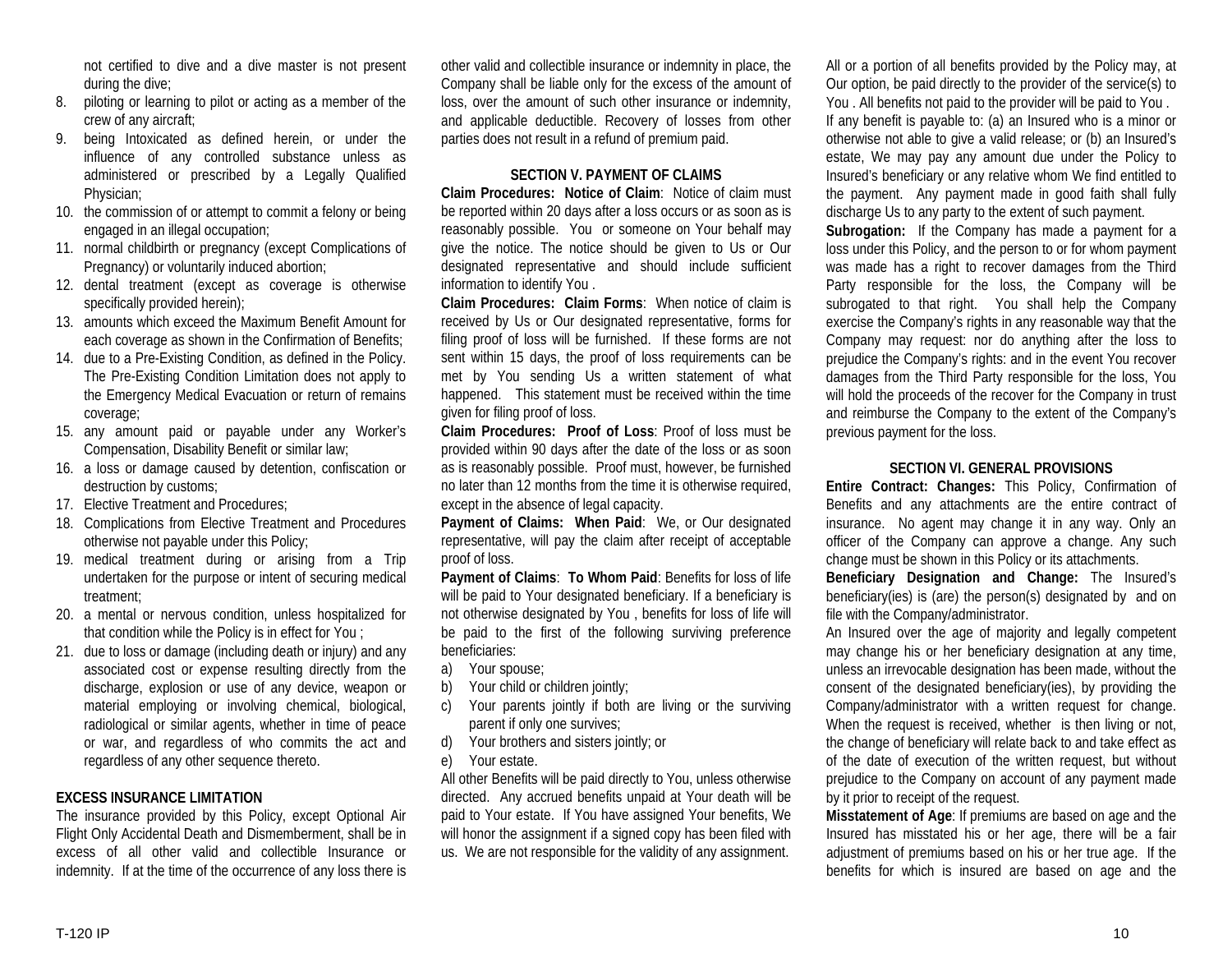not certified to dive and a dive master is not present during the dive;

8. piloting or learning to pilot or acting as a member of the crew of any aircraft;
9. being Intoxicated as defined herein, or under the influence of any controlled substance unless as administered or prescribed by a Legally Qualified Physician;
10. the commission of or attempt to commit a felony or being engaged in an illegal occupation;
11. normal childbirth or pregnancy (except Complications of Pregnancy) or voluntarily induced abortion;
12. dental treatment (except as coverage is otherwise specifically provided herein);
13. amounts which exceed the Maximum Benefit Amount for each coverage as shown in the Confirmation of Benefits;
14. due to a Pre-Existing Condition, as defined in the Policy. The Pre-Existing Condition Limitation does not apply to the Emergency Medical Evacuation or return of remains coverage;
15. any amount paid or payable under any Worker's Compensation, Disability Benefit or similar law;
16. a loss or damage caused by detention, confiscation or destruction by customs;
17. Elective Treatment and Procedures;
18. Complications from Elective Treatment and Procedures otherwise not payable under this Policy;
19. medical treatment during or arising from a Trip undertaken for the purpose or intent of securing medical treatment;
20. a mental or nervous condition, unless hospitalized for that condition while the Policy is in effect for You ;
21. due to loss or damage (including death or injury) and any associated cost or expense resulting directly from the discharge, explosion or use of any device, weapon or material employing or involving chemical, biological, radiological or similar agents, whether in time of peace or war, and regardless of who commits the act and regardless of any other sequence thereto.

**EXCESS INSURANCE LIMITATION**

The insurance provided by this Policy, except Optional Air Flight Only Accidental Death and Dismemberment, shall be in excess of all other valid and collectible Insurance or indemnity. If at the time of the occurrence of any loss there is other valid and collectible insurance or indemnity in place, the Company shall be liable only for the excess of the amount of loss, over the amount of such other insurance or indemnity, and applicable deductible. Recovery of losses from other parties does not result in a refund of premium paid.

## SECTION V. PAYMENT OF CLAIMS

**Claim Procedures: Notice of Claim**: Notice of claim must be reported within 20 days after a loss occurs or as soon as is reasonably possible. You or someone on Your behalf may give the notice. The notice should be given to Us or Our designated representative and should include sufficient information to identify You .

**Claim Procedures: Claim Forms**: When notice of claim is received by Us or Our designated representative, forms for filing proof of loss will be furnished. If these forms are not sent within 15 days, the proof of loss requirements can be met by You sending Us a written statement of what happened. This statement must be received within the time given for filing proof of loss.

**Claim Procedures: Proof of Loss**: Proof of loss must be provided within 90 days after the date of the loss or as soon as is reasonably possible. Proof must, however, be furnished no later than 12 months from the time it is otherwise required, except in the absence of legal capacity.

**Payment of Claims: When Paid**: We, or Our designated representative, will pay the claim after receipt of acceptable proof of loss.

**Payment of Claims**: **To Whom Paid**: Benefits for loss of life will be paid to Your designated beneficiary. If a beneficiary is not otherwise designated by You , benefits for loss of life will be paid to the first of the following surviving preference beneficiaries:

a) Your spouse;
b) Your child or children jointly;
c) Your parents jointly if both are living or the surviving parent if only one survives;
d) Your brothers and sisters jointly; or
e) Your estate.

All other Benefits will be paid directly to You, unless otherwise directed. Any accrued benefits unpaid at Your death will be paid to Your estate. If You have assigned Your benefits, We will honor the assignment if a signed copy has been filed with us. We are not responsible for the validity of any assignment.

All or a portion of all benefits provided by the Policy may, at Our option, be paid directly to the provider of the service(s) to You . All benefits not paid to the provider will be paid to You .

If any benefit is payable to: (a) an Insured who is a minor or otherwise not able to give a valid release; or (b) an Insured's estate, We may pay any amount due under the Policy to Insured's beneficiary or any relative whom We find entitled to the payment. Any payment made in good faith shall fully discharge Us to any party to the extent of such payment.

**Subrogation:** If the Company has made a payment for a loss under this Policy, and the person to or for whom payment was made has a right to recover damages from the Third Party responsible for the loss, the Company will be subrogated to that right. You shall help the Company exercise the Company's rights in any reasonable way that the Company may request: nor do anything after the loss to prejudice the Company's rights: and in the event You recover damages from the Third Party responsible for the loss, You will hold the proceeds of the recover for the Company in trust and reimburse the Company to the extent of the Company's previous payment for the loss.

## SECTION VI. GENERAL PROVISIONS

**Entire Contract: Changes:** This Policy, Confirmation of Benefits and any attachments are the entire contract of insurance. No agent may change it in any way. Only an officer of the Company can approve a change. Any such change must be shown in this Policy or its attachments.

**Beneficiary Designation and Change:** The Insured's beneficiary(ies) is (are) the person(s) designated by and on file with the Company/administrator.

An Insured over the age of majority and legally competent may change his or her beneficiary designation at any time, unless an irrevocable designation has been made, without the consent of the designated beneficiary(ies), by providing the Company/administrator with a written request for change. When the request is received, whether is then living or not, the change of beneficiary will relate back to and take effect as of the date of execution of the written request, but without prejudice to the Company on account of any payment made by it prior to receipt of the request.

**Misstatement of Age**: If premiums are based on age and the Insured has misstated his or her age, there will be a fair adjustment of premiums based on his or her true age. If the benefits for which is insured are based on age and the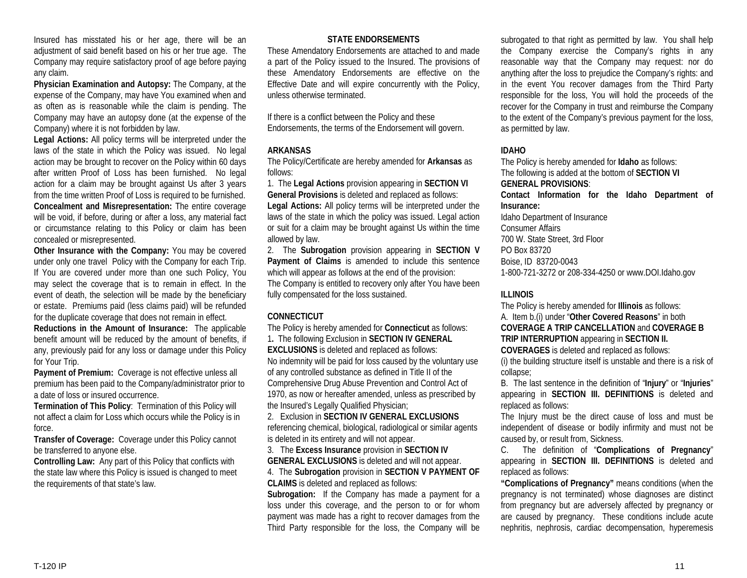Insured has misstated his or her age, there will be an adjustment of said benefit based on his or her true age. The Company may require satisfactory proof of age before paying any claim.

**Physician Examination and Autopsy:** The Company, at the expense of the Company, may have You examined when and as often as is reasonable while the claim is pending. The Company may have an autopsy done (at the expense of the Company) where it is not forbidden by law.

**Legal Actions:** All policy terms will be interpreted under the laws of the state in which the Policy was issued. No legal action may be brought to recover on the Policy within 60 days after written Proof of Loss has been furnished. No legal action for a claim may be brought against Us after 3 years from the time written Proof of Loss is required to be furnished.

**Concealment and Misrepresentation:** The entire coverage will be void, if before, during or after a loss, any material fact or circumstance relating to this Policy or claim has been concealed or misrepresented.

**Other Insurance with the Company:** You may be covered under only one travel Policy with the Company for each Trip. If You are covered under more than one such Policy, You may select the coverage that is to remain in effect. In the event of death, the selection will be made by the beneficiary or estate. Premiums paid (less claims paid) will be refunded for the duplicate coverage that does not remain in effect.

**Reductions in the Amount of Insurance:** The applicable benefit amount will be reduced by the amount of benefits, if any, previously paid for any loss or damage under this Policy for Your Trip.

**Payment of Premium:** Coverage is not effective unless all premium has been paid to the Company/administrator prior to a date of loss or insured occurrence.

**Termination of This Policy**: Termination of this Policy will not affect a claim for Loss which occurs while the Policy is in force.

**Transfer of Coverage:** Coverage under this Policy cannot be transferred to anyone else.

**Controlling Law:** Any part of this Policy that conflicts with the state law where this Policy is issued is changed to meet the requirements of that state's law.

## STATE ENDORSEMENTS

These Amendatory Endorsements are attached to and made a part of the Policy issued to the Insured. The provisions of these Amendatory Endorsements are effective on the Effective Date and will expire concurrently with the Policy, unless otherwise terminated.

If there is a conflict between the Policy and these Endorsements, the terms of the Endorsement will govern.

### ARKANSAS

The Policy/Certificate are hereby amended for **Arkansas** as follows:

1. The **Legal Actions** provision appearing in **SECTION VI General Provisions** is deleted and replaced as follows:
**Legal Actions:** All policy terms will be interpreted under the laws of the state in which the policy was issued. Legal action or suit for a claim may be brought against Us within the time allowed by law.
2. The **Subrogation** provision appearing in **SECTION V Payment of Claims** is amended to include this sentence which will appear as follows at the end of the provision:
The Company is entitled to recovery only after You have been fully compensated for the loss sustained.

### CONNECTICUT

The Policy is hereby amended for **Connecticut** as follows:

1. The following Exclusion in **SECTION IV GENERAL EXCLUSIONS** is deleted and replaced as follows:
No indemnity will be paid for loss caused by the voluntary use of any controlled substance as defined in Title II of the Comprehensive Drug Abuse Prevention and Control Act of 1970, as now or hereafter amended, unless as prescribed by the Insured's Legally Qualified Physician;
2. Exclusion in **SECTION IV GENERAL EXCLUSIONS** referencing chemical, biological, radiological or similar agents is deleted in its entirety and will not appear.
3. The **Excess Insurance** provision in **SECTION IV GENERAL EXCLUSIONS** is deleted and will not appear.
4. The **Subrogation** provision in **SECTION V PAYMENT OF CLAIMS** is deleted and replaced as follows:
**Subrogation:** If the Company has made a payment for a loss under this coverage, and the person to or for whom payment was made has a right to recover damages from the Third Party responsible for the loss, the Company will be subrogated to that right as permitted by law. You shall help the Company exercise the Company's rights in any reasonable way that the Company may request: nor do anything after the loss to prejudice the Company's rights: and in the event You recover damages from the Third Party responsible for the loss, You will hold the proceeds of the recover for the Company in trust and reimburse the Company to the extent of the Company's previous payment for the loss, as permitted by law.

### IDAHO

The Policy is hereby amended for **Idaho** as follows:
The following is added at the bottom of **SECTION VI GENERAL PROVISIONS**:

**Contact Information for the Idaho Department of Insurance:**
Idaho Department of Insurance
Consumer Affairs
700 W. State Street, 3rd Floor
PO Box 83720
Boise, ID 83720-0043
1-800-721-3272 or 208-334-4250 or www.DOI.Idaho.gov

### ILLINOIS

The Policy is hereby amended for **Illinois** as follows:

A. Item b.(i) under "**Other Covered Reasons**" in both **COVERAGE A TRIP CANCELLATION** and **COVERAGE B TRIP INTERRUPTION** appearing in **SECTION II. COVERAGES** is deleted and replaced as follows:
(i) the building structure itself is unstable and there is a risk of collapse;

B. The last sentence in the definition of "**Injury**" or "**Injuries**" appearing in **SECTION III. DEFINITIONS** is deleted and replaced as follows:
The Injury must be the direct cause of loss and must be independent of disease or bodily infirmity and must not be caused by, or result from, Sickness.

C. The definition of "**Complications of Pregnancy**" appearing in **SECTION III. DEFINITIONS** is deleted and replaced as follows:
**"Complications of Pregnancy"** means conditions (when the pregnancy is not terminated) whose diagnoses are distinct from pregnancy but are adversely affected by pregnancy or are caused by pregnancy. These conditions include acute nephritis, nephrosis, cardiac decompensation, hyperemesis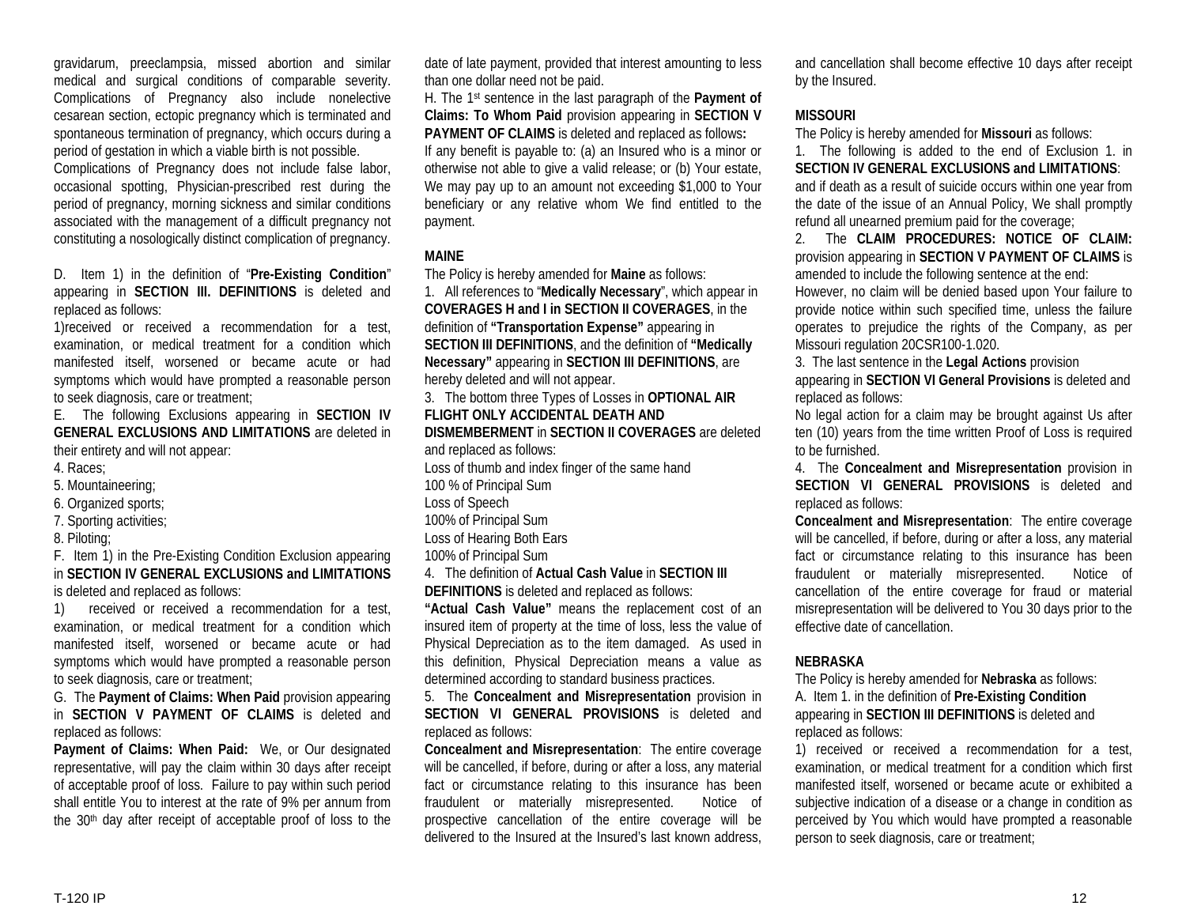gravidarum, preeclampsia, missed abortion and similar medical and surgical conditions of comparable severity. Complications of Pregnancy also include nonelective cesarean section, ectopic pregnancy which is terminated and spontaneous termination of pregnancy, which occurs during a period of gestation in which a viable birth is not possible.

Complications of Pregnancy does not include false labor, occasional spotting, Physician-prescribed rest during the period of pregnancy, morning sickness and similar conditions associated with the management of a difficult pregnancy not constituting a nosologically distinct complication of pregnancy.

D. Item 1) in the definition of "**Pre-Existing Condition**" appearing in **SECTION III. DEFINITIONS** is deleted and replaced as follows:

1)received or received a recommendation for a test, examination, or medical treatment for a condition which manifested itself, worsened or became acute or had symptoms which would have prompted a reasonable person to seek diagnosis, care or treatment;

E. The following Exclusions appearing in **SECTION IV GENERAL EXCLUSIONS AND LIMITATIONS** are deleted in their entirety and will not appear:

4. Races;
5. Mountaineering;
6. Organized sports;
7. Sporting activities;
8. Piloting;

F. Item 1) in the Pre-Existing Condition Exclusion appearing in **SECTION IV GENERAL EXCLUSIONS and LIMITATIONS** is deleted and replaced as follows:

1) received or received a recommendation for a test, examination, or medical treatment for a condition which manifested itself, worsened or became acute or had symptoms which would have prompted a reasonable person to seek diagnosis, care or treatment;

G. The **Payment of Claims: When Paid** provision appearing in **SECTION V PAYMENT OF CLAIMS** is deleted and replaced as follows:

**Payment of Claims: When Paid:** We, or Our designated representative, will pay the claim within 30 days after receipt of acceptable proof of loss. Failure to pay within such period shall entitle You to interest at the rate of 9% per annum from the 30th day after receipt of acceptable proof of loss to the date of late payment, provided that interest amounting to less than one dollar need not be paid.

H. The 1st sentence in the last paragraph of the **Payment of Claims: To Whom Paid** provision appearing in **SECTION V PAYMENT OF CLAIMS** is deleted and replaced as follows**:**

If any benefit is payable to: (a) an Insured who is a minor or otherwise not able to give a valid release; or (b) Your estate, We may pay up to an amount not exceeding $1,000 to Your beneficiary or any relative whom We find entitled to the payment.

**MAINE**

The Policy is hereby amended for **Maine** as follows:

1. All references to "**Medically Necessary**", which appear in **COVERAGES H and I in SECTION II COVERAGES**, in the definition of **"Transportation Expense"** appearing in **SECTION III DEFINITIONS**, and the definition of **"Medically Necessary"** appearing in **SECTION III DEFINITIONS**, are hereby deleted and will not appear.

3. The bottom three Types of Losses in **OPTIONAL AIR FLIGHT ONLY ACCIDENTAL DEATH AND DISMEMBERMENT** in **SECTION II COVERAGES** are deleted and replaced as follows:

Loss of thumb and index finger of the same hand
100 % of Principal Sum
Loss of Speech
100% of Principal Sum
Loss of Hearing Both Ears
100% of Principal Sum

4. The definition of **Actual Cash Value** in **SECTION III DEFINITIONS** is deleted and replaced as follows:

**"Actual Cash Value"** means the replacement cost of an insured item of property at the time of loss, less the value of Physical Depreciation as to the item damaged. As used in this definition, Physical Depreciation means a value as determined according to standard business practices.

5. The **Concealment and Misrepresentation** provision in **SECTION VI GENERAL PROVISIONS** is deleted and replaced as follows:

**Concealment and Misrepresentation**: The entire coverage will be cancelled, if before, during or after a loss, any material fact or circumstance relating to this insurance has been fraudulent or materially misrepresented. Notice of prospective cancellation of the entire coverage will be delivered to the Insured at the Insured's last known address, and cancellation shall become effective 10 days after receipt by the Insured.

**MISSOURI**

The Policy is hereby amended for **Missouri** as follows:

1. The following is added to the end of Exclusion 1. in **SECTION IV GENERAL EXCLUSIONS and LIMITATIONS**:

and if death as a result of suicide occurs within one year from the date of the issue of an Annual Policy, We shall promptly refund all unearned premium paid for the coverage;

2. The **CLAIM PROCEDURES: NOTICE OF CLAIM:** provision appearing in **SECTION V PAYMENT OF CLAIMS** is amended to include the following sentence at the end:

However, no claim will be denied based upon Your failure to provide notice within such specified time, unless the failure operates to prejudice the rights of the Company, as per Missouri regulation 20CSR100-1.020.

3. The last sentence in the **Legal Actions** provision appearing in **SECTION VI General Provisions** is deleted and replaced as follows:

No legal action for a claim may be brought against Us after ten (10) years from the time written Proof of Loss is required to be furnished.

4. The **Concealment and Misrepresentation** provision in **SECTION VI GENERAL PROVISIONS** is deleted and replaced as follows:

**Concealment and Misrepresentation**: The entire coverage will be cancelled, if before, during or after a loss, any material fact or circumstance relating to this insurance has been fraudulent or materially misrepresented. Notice of cancellation of the entire coverage for fraud or material misrepresentation will be delivered to You 30 days prior to the effective date of cancellation.

**NEBRASKA**

The Policy is hereby amended for **Nebraska** as follows:

A. Item 1. in the definition of **Pre-Existing Condition** appearing in **SECTION III DEFINITIONS** is deleted and replaced as follows:

1) received or received a recommendation for a test, examination, or medical treatment for a condition which first manifested itself, worsened or became acute or exhibited a subjective indication of a disease or a change in condition as perceived by You which would have prompted a reasonable person to seek diagnosis, care or treatment;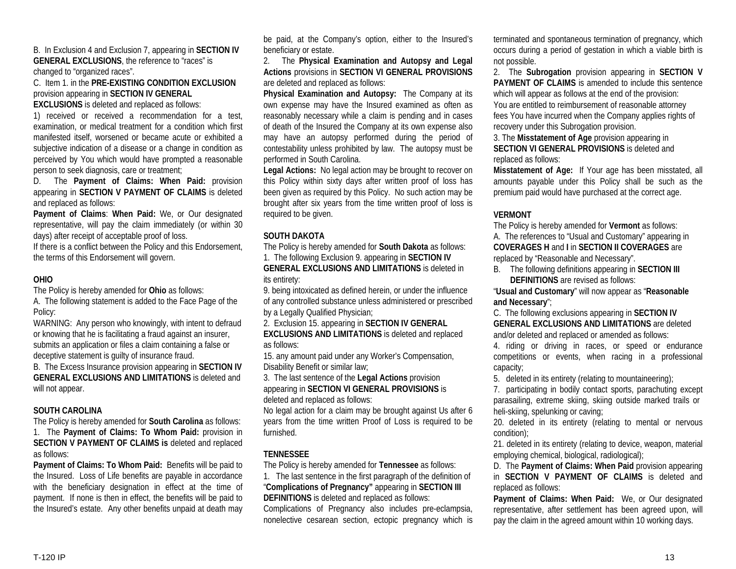B. In Exclusion 4 and Exclusion 7, appearing in **SECTION IV GENERAL EXCLUSIONS**, the reference to "races" is changed to "organized races".

C. Item 1. in the **PRE-EXISTING CONDITION EXCLUSION** provision appearing in **SECTION IV GENERAL EXCLUSIONS** is deleted and replaced as follows:

1) received or received a recommendation for a test, examination, or medical treatment for a condition which first manifested itself, worsened or became acute or exhibited a subjective indication of a disease or a change in condition as perceived by You which would have prompted a reasonable person to seek diagnosis, care or treatment;

D. The **Payment of Claims: When Paid:** provision appearing in **SECTION V PAYMENT OF CLAIMS** is deleted and replaced as follows:

**Payment of Claims**: **When Paid:** We, or Our designated representative, will pay the claim immediately (or within 30 days) after receipt of acceptable proof of loss.

If there is a conflict between the Policy and this Endorsement, the terms of this Endorsement will govern.

**OHIO**

The Policy is hereby amended for **Ohio** as follows:

A. The following statement is added to the Face Page of the Policy:

WARNING: Any person who knowingly, with intent to defraud or knowing that he is facilitating a fraud against an insurer, submits an application or files a claim containing a false or deceptive statement is guilty of insurance fraud.

B. The Excess Insurance provision appearing in **SECTION IV GENERAL EXCLUSIONS AND LIMITATIONS** is deleted and will not appear.

**SOUTH CAROLINA**

The Policy is hereby amended for **South Carolina** as follows:

1. The **Payment of Claims: To Whom Paid:** provision in **SECTION V PAYMENT OF CLAIMS is** deleted and replaced as follows:

**Payment of Claims: To Whom Paid:** Benefits will be paid to the Insured. Loss of Life benefits are payable in accordance with the beneficiary designation in effect at the time of payment. If none is then in effect, the benefits will be paid to the Insured's estate. Any other benefits unpaid at death may be paid, at the Company's option, either to the Insured's beneficiary or estate.

2. The **Physical Examination and Autopsy and Legal Actions** provisions in **SECTION VI GENERAL PROVISIONS** are deleted and replaced as follows:

**Physical Examination and Autopsy:** The Company at its own expense may have the Insured examined as often as reasonably necessary while a claim is pending and in cases of death of the Insured the Company at its own expense also may have an autopsy performed during the period of contestability unless prohibited by law. The autopsy must be performed in South Carolina.

**Legal Actions:** No legal action may be brought to recover on this Policy within sixty days after written proof of loss has been given as required by this Policy. No such action may be brought after six years from the time written proof of loss is required to be given.

**SOUTH DAKOTA**

The Policy is hereby amended for **South Dakota** as follows:

1. The following Exclusion 9. appearing in **SECTION IV GENERAL EXCLUSIONS AND LIMITATIONS** is deleted in its entirety:

9. being intoxicated as defined herein, or under the influence of any controlled substance unless administered or prescribed by a Legally Qualified Physician;

2. Exclusion 15. appearing in **SECTION IV GENERAL EXCLUSIONS AND LIMITATIONS** is deleted and replaced as follows:

15. any amount paid under any Worker's Compensation, Disability Benefit or similar law;

3. The last sentence of the **Legal Actions** provision appearing in **SECTION VI GENERAL PROVISIONS** is deleted and replaced as follows:

No legal action for a claim may be brought against Us after 6 years from the time written Proof of Loss is required to be furnished.

**TENNESSEE**

The Policy is hereby amended for **Tennessee** as follows:

1. The last sentence in the first paragraph of the definition of "**Complications of Pregnancy"** appearing in **SECTION III DEFINITIONS** is deleted and replaced as follows:

Complications of Pregnancy also includes pre-eclampsia, nonelective cesarean section, ectopic pregnancy which is terminated and spontaneous termination of pregnancy, which occurs during a period of gestation in which a viable birth is not possible.

2. The **Subrogation** provision appearing in **SECTION V PAYMENT OF CLAIMS** is amended to include this sentence which will appear as follows at the end of the provision:

You are entitled to reimbursement of reasonable attorney fees You have incurred when the Company applies rights of recovery under this Subrogation provision.

3. The **Misstatement of Age** provision appearing in **SECTION VI GENERAL PROVISIONS** is deleted and replaced as follows:

**Misstatement of Age:** If Your age has been misstated, all amounts payable under this Policy shall be such as the premium paid would have purchased at the correct age.

**VERMONT**

The Policy is hereby amended for **Vermont** as follows:

A. The references to "Usual and Customary" appearing in **COVERAGES H** and **I** in **SECTION II COVERAGES** are replaced by "Reasonable and Necessary".

B. The following definitions appearing in **SECTION III DEFINITIONS** are revised as follows:

"**Usual and Customary**" will now appear as "**Reasonable and Necessary**";

C. The following exclusions appearing in **SECTION IV GENERAL EXCLUSIONS AND LIMITATIONS** are deleted and/or deleted and replaced or amended as follows:

4. riding or driving in races, or speed or endurance competitions or events, when racing in a professional capacity;

5. deleted in its entirety (relating to mountaineering);

7. participating in bodily contact sports, parachuting except parasailing, extreme skiing, skiing outside marked trails or heli-skiing, spelunking or caving;

20. deleted in its entirety (relating to mental or nervous condition);

21. deleted in its entirety (relating to device, weapon, material employing chemical, biological, radiological);

D. The **Payment of Claims: When Paid** provision appearing in **SECTION V PAYMENT OF CLAIMS** is deleted and replaced as follows:

**Payment of Claims: When Paid:** We, or Our designated representative, after settlement has been agreed upon, will pay the claim in the agreed amount within 10 working days.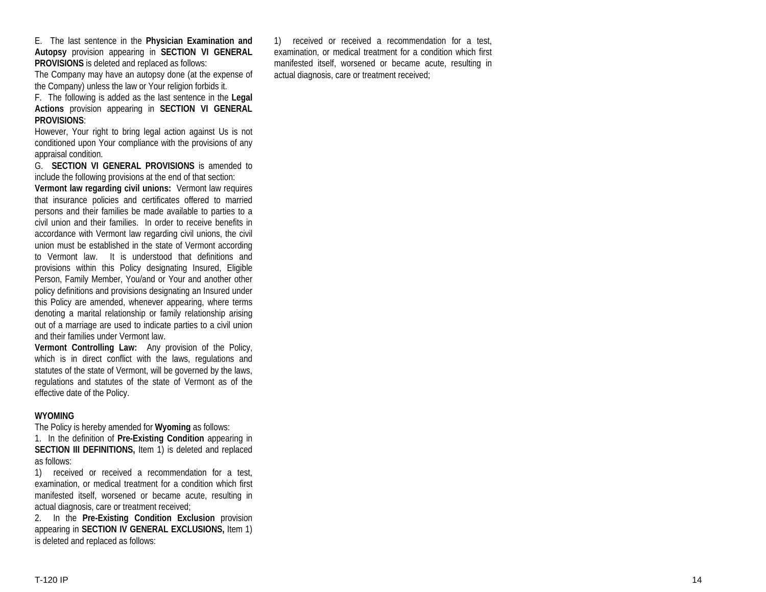E. The last sentence in the **Physician Examination and Autopsy** provision appearing in **SECTION VI GENERAL PROVISIONS** is deleted and replaced as follows:

The Company may have an autopsy done (at the expense of the Company) unless the law or Your religion forbids it.

F. The following is added as the last sentence in the **Legal Actions** provision appearing in **SECTION VI GENERAL PROVISIONS**:

However, Your right to bring legal action against Us is not conditioned upon Your compliance with the provisions of any appraisal condition.

G. **SECTION VI GENERAL PROVISIONS** is amended to include the following provisions at the end of that section:

**Vermont law regarding civil unions:** Vermont law requires that insurance policies and certificates offered to married persons and their families be made available to parties to a civil union and their families. In order to receive benefits in accordance with Vermont law regarding civil unions, the civil union must be established in the state of Vermont according to Vermont law. It is understood that definitions and provisions within this Policy designating Insured, Eligible Person, Family Member, You/and or Your and another other policy definitions and provisions designating an Insured under this Policy are amended, whenever appearing, where terms denoting a marital relationship or family relationship arising out of a marriage are used to indicate parties to a civil union and their families under Vermont law.

**Vermont Controlling Law:** Any provision of the Policy, which is in direct conflict with the laws, regulations and statutes of the state of Vermont, will be governed by the laws, regulations and statutes of the state of Vermont as of the effective date of the Policy.

**WYOMING**

The Policy is hereby amended for **Wyoming** as follows:

1. In the definition of **Pre-Existing Condition** appearing in **SECTION III DEFINITIONS,** Item 1) is deleted and replaced as follows:

1) received or received a recommendation for a test, examination, or medical treatment for a condition which first manifested itself, worsened or became acute, resulting in actual diagnosis, care or treatment received;

2. In the **Pre-Existing Condition Exclusion** provision appearing in **SECTION IV GENERAL EXCLUSIONS,** Item 1) is deleted and replaced as follows:

1) received or received a recommendation for a test, examination, or medical treatment for a condition which first manifested itself, worsened or became acute, resulting in actual diagnosis, care or treatment received;